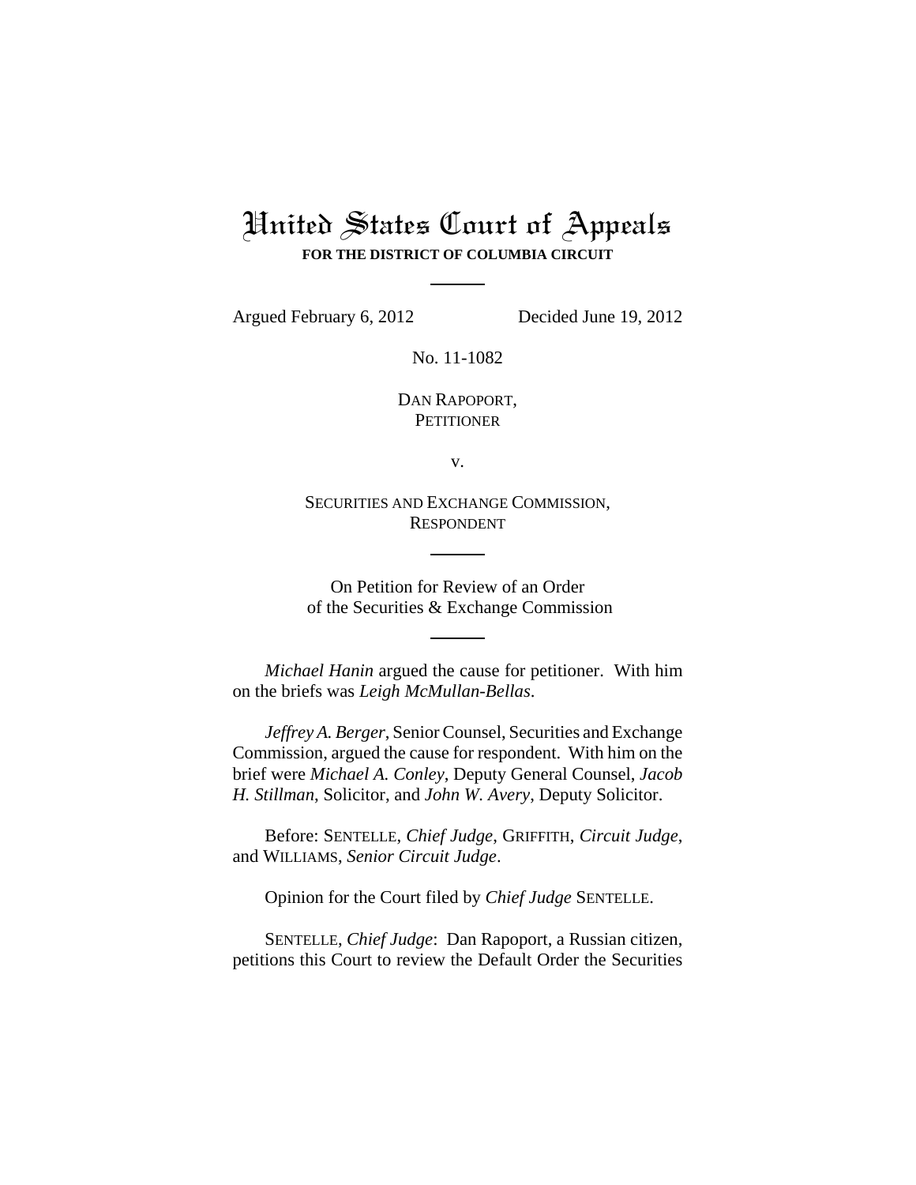# United States Court of Appeals

**FOR THE DISTRICT OF COLUMBIA CIRCUIT**

---

Argued February 6, 2012 Decided June 19, 2012

No. 11-1082

DAN RAPOPORT,
PETITIONER

v.

SECURITIES AND EXCHANGE COMMISSION,
RESPONDENT

---

On Petition for Review of an Order
of the Securities & Exchange Commission

---

*Michael Hanin* argued the cause for petitioner. With him on the briefs was *Leigh McMullan-Bellas*.

*Jeffrey A. Berger*, Senior Counsel, Securities and Exchange Commission, argued the cause for respondent. With him on the brief were *Michael A. Conley*, Deputy General Counsel, *Jacob H. Stillman*, Solicitor, and *John W. Avery*, Deputy Solicitor.

Before: SENTELLE, *Chief Judge*, GRIFFITH, *Circuit Judge*, and WILLIAMS, *Senior Circuit Judge*.

Opinion for the Court filed by *Chief Judge* SENTELLE.

SENTELLE, *Chief Judge*: Dan Rapoport, a Russian citizen, petitions this Court to review the Default Order the Securities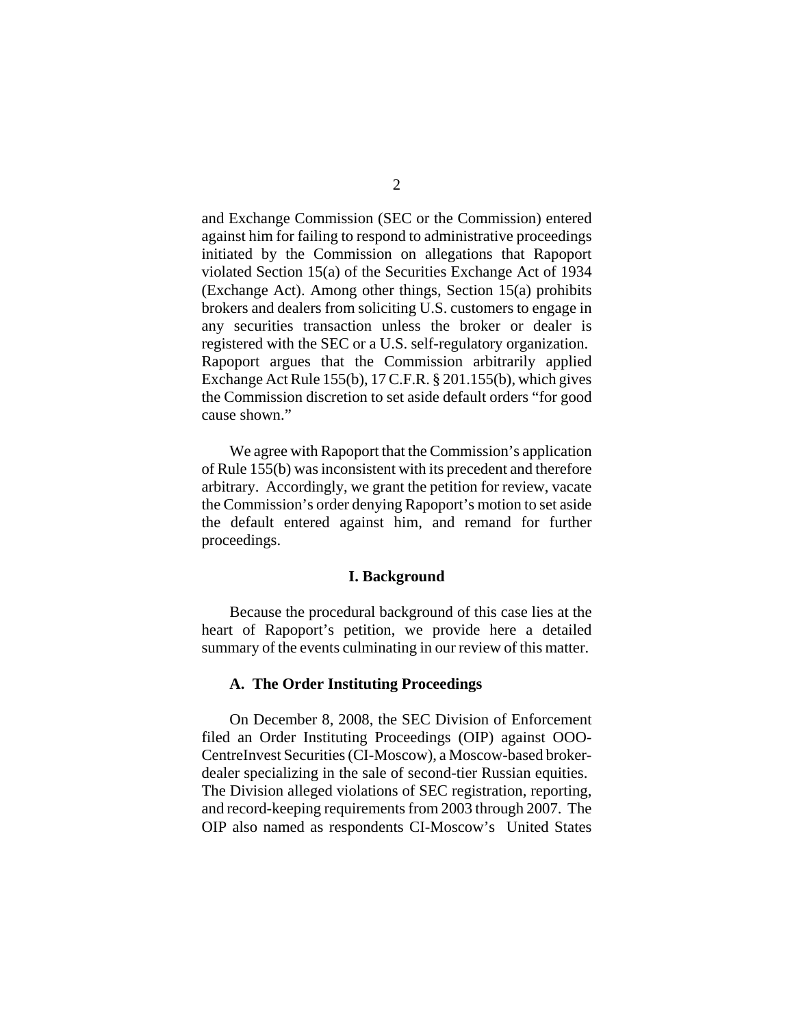and Exchange Commission (SEC or the Commission) entered against him for failing to respond to administrative proceedings initiated by the Commission on allegations that Rapoport violated Section 15(a) of the Securities Exchange Act of 1934 (Exchange Act). Among other things, Section 15(a) prohibits brokers and dealers from soliciting U.S. customers to engage in any securities transaction unless the broker or dealer is registered with the SEC or a U.S. self-regulatory organization. Rapoport argues that the Commission arbitrarily applied Exchange Act Rule 155(b), 17 C.F.R. § 201.155(b), which gives the Commission discretion to set aside default orders "for good cause shown."

We agree with Rapoport that the Commission's application of Rule 155(b) was inconsistent with its precedent and therefore arbitrary. Accordingly, we grant the petition for review, vacate the Commission's order denying Rapoport's motion to set aside the default entered against him, and remand for further proceedings.

## I. Background

Because the procedural background of this case lies at the heart of Rapoport's petition, we provide here a detailed summary of the events culminating in our review of this matter.

### A. The Order Instituting Proceedings

On December 8, 2008, the SEC Division of Enforcement filed an Order Instituting Proceedings (OIP) against OOO-CentreInvest Securities (CI-Moscow), a Moscow-based broker-dealer specializing in the sale of second-tier Russian equities. The Division alleged violations of SEC registration, reporting, and record-keeping requirements from 2003 through 2007. The OIP also named as respondents CI-Moscow's United States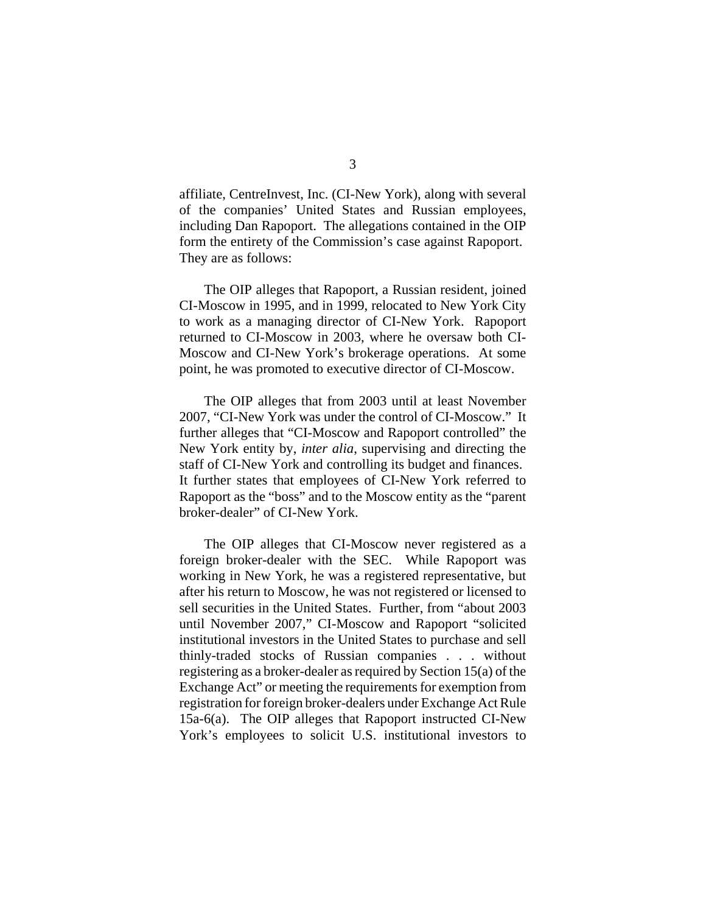affiliate, CentreInvest, Inc. (CI-New York), along with several of the companies' United States and Russian employees, including Dan Rapoport. The allegations contained in the OIP form the entirety of the Commission's case against Rapoport. They are as follows:

The OIP alleges that Rapoport, a Russian resident, joined CI-Moscow in 1995, and in 1999, relocated to New York City to work as a managing director of CI-New York. Rapoport returned to CI-Moscow in 2003, where he oversaw both CI-Moscow and CI-New York's brokerage operations. At some point, he was promoted to executive director of CI-Moscow.

The OIP alleges that from 2003 until at least November 2007, "CI-New York was under the control of CI-Moscow." It further alleges that "CI-Moscow and Rapoport controlled" the New York entity by, *inter alia*, supervising and directing the staff of CI-New York and controlling its budget and finances. It further states that employees of CI-New York referred to Rapoport as the "boss" and to the Moscow entity as the "parent broker-dealer" of CI-New York.

The OIP alleges that CI-Moscow never registered as a foreign broker-dealer with the SEC. While Rapoport was working in New York, he was a registered representative, but after his return to Moscow, he was not registered or licensed to sell securities in the United States. Further, from "about 2003 until November 2007," CI-Moscow and Rapoport "solicited institutional investors in the United States to purchase and sell thinly-traded stocks of Russian companies . . . without registering as a broker-dealer as required by Section 15(a) of the Exchange Act" or meeting the requirements for exemption from registration for foreign broker-dealers under Exchange Act Rule 15a-6(a). The OIP alleges that Rapoport instructed CI-New York's employees to solicit U.S. institutional investors to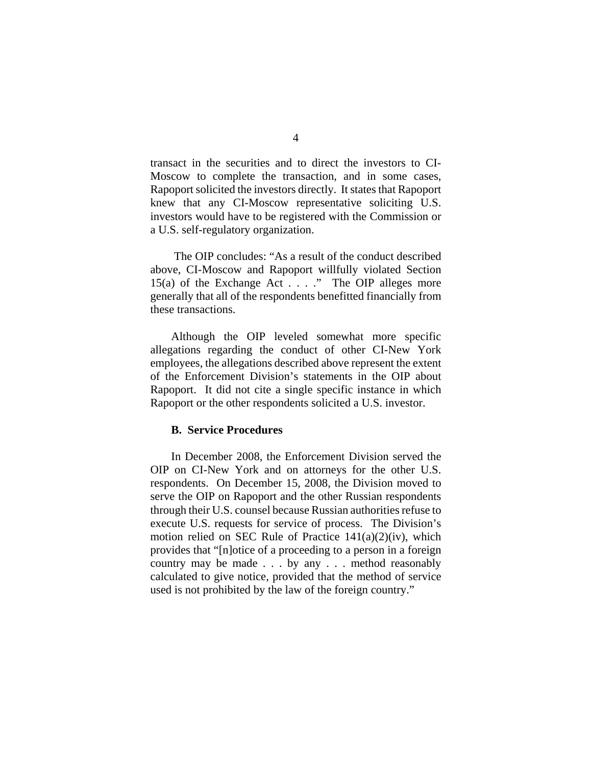transact in the securities and to direct the investors to CI-Moscow to complete the transaction, and in some cases, Rapoport solicited the investors directly. It states that Rapoport knew that any CI-Moscow representative soliciting U.S. investors would have to be registered with the Commission or a U.S. self-regulatory organization.

The OIP concludes: "As a result of the conduct described above, CI-Moscow and Rapoport willfully violated Section 15(a) of the Exchange Act . . . ." The OIP alleges more generally that all of the respondents benefitted financially from these transactions.

Although the OIP leveled somewhat more specific allegations regarding the conduct of other CI-New York employees, the allegations described above represent the extent of the Enforcement Division's statements in the OIP about Rapoport. It did not cite a single specific instance in which Rapoport or the other respondents solicited a U.S. investor.

### B. Service Procedures

In December 2008, the Enforcement Division served the OIP on CI-New York and on attorneys for the other U.S. respondents. On December 15, 2008, the Division moved to serve the OIP on Rapoport and the other Russian respondents through their U.S. counsel because Russian authorities refuse to execute U.S. requests for service of process. The Division's motion relied on SEC Rule of Practice 141(a)(2)(iv), which provides that "[n]otice of a proceeding to a person in a foreign country may be made . . . by any . . . method reasonably calculated to give notice, provided that the method of service used is not prohibited by the law of the foreign country."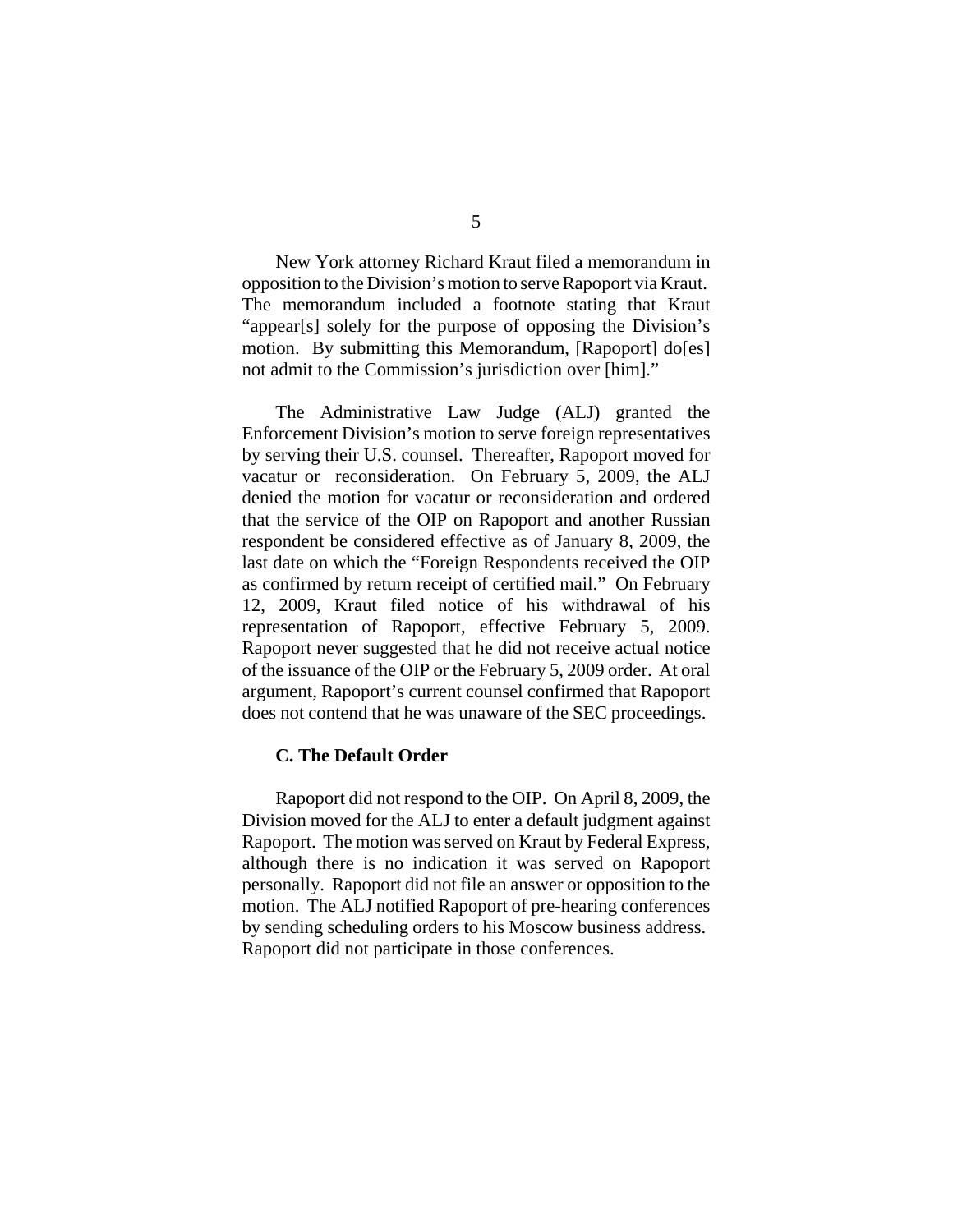New York attorney Richard Kraut filed a memorandum in opposition to the Division's motion to serve Rapoport via Kraut. The memorandum included a footnote stating that Kraut "appear[s] solely for the purpose of opposing the Division's motion. By submitting this Memorandum, [Rapoport] do[es] not admit to the Commission's jurisdiction over [him]."

The Administrative Law Judge (ALJ) granted the Enforcement Division's motion to serve foreign representatives by serving their U.S. counsel. Thereafter, Rapoport moved for vacatur or reconsideration. On February 5, 2009, the ALJ denied the motion for vacatur or reconsideration and ordered that the service of the OIP on Rapoport and another Russian respondent be considered effective as of January 8, 2009, the last date on which the "Foreign Respondents received the OIP as confirmed by return receipt of certified mail." On February 12, 2009, Kraut filed notice of his withdrawal of his representation of Rapoport, effective February 5, 2009. Rapoport never suggested that he did not receive actual notice of the issuance of the OIP or the February 5, 2009 order. At oral argument, Rapoport's current counsel confirmed that Rapoport does not contend that he was unaware of the SEC proceedings.

### C. The Default Order

Rapoport did not respond to the OIP. On April 8, 2009, the Division moved for the ALJ to enter a default judgment against Rapoport. The motion was served on Kraut by Federal Express, although there is no indication it was served on Rapoport personally. Rapoport did not file an answer or opposition to the motion. The ALJ notified Rapoport of pre-hearing conferences by sending scheduling orders to his Moscow business address. Rapoport did not participate in those conferences.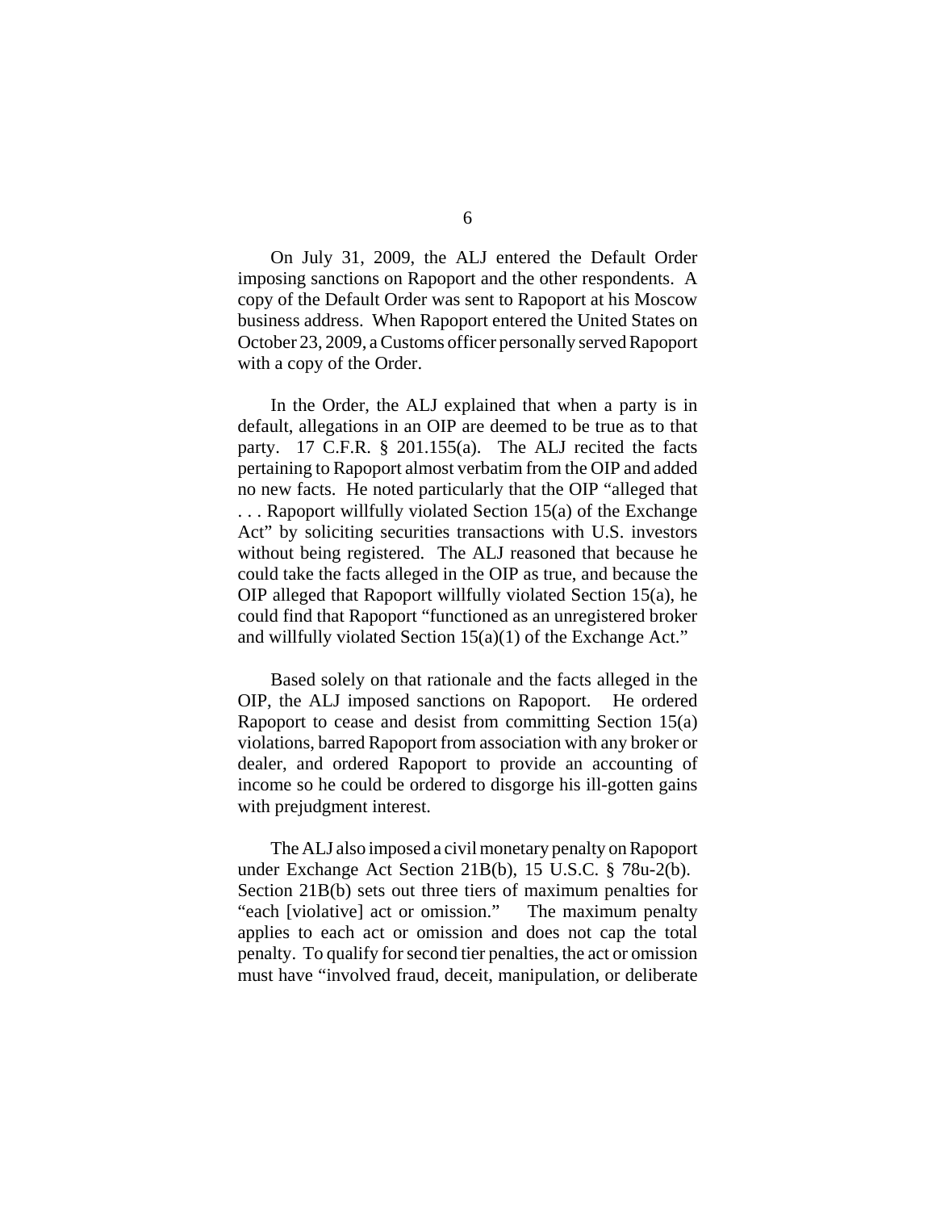On July 31, 2009, the ALJ entered the Default Order imposing sanctions on Rapoport and the other respondents. A copy of the Default Order was sent to Rapoport at his Moscow business address. When Rapoport entered the United States on October 23, 2009, a Customs officer personally served Rapoport with a copy of the Order.

In the Order, the ALJ explained that when a party is in default, allegations in an OIP are deemed to be true as to that party. 17 C.F.R. § 201.155(a). The ALJ recited the facts pertaining to Rapoport almost verbatim from the OIP and added no new facts. He noted particularly that the OIP "alleged that . . . Rapoport willfully violated Section 15(a) of the Exchange Act" by soliciting securities transactions with U.S. investors without being registered. The ALJ reasoned that because he could take the facts alleged in the OIP as true, and because the OIP alleged that Rapoport willfully violated Section 15(a), he could find that Rapoport "functioned as an unregistered broker and willfully violated Section 15(a)(1) of the Exchange Act."

Based solely on that rationale and the facts alleged in the OIP, the ALJ imposed sanctions on Rapoport. He ordered Rapoport to cease and desist from committing Section 15(a) violations, barred Rapoport from association with any broker or dealer, and ordered Rapoport to provide an accounting of income so he could be ordered to disgorge his ill-gotten gains with prejudgment interest.

The ALJ also imposed a civil monetary penalty on Rapoport under Exchange Act Section 21B(b), 15 U.S.C. § 78u-2(b). Section 21B(b) sets out three tiers of maximum penalties for "each [violative] act or omission." The maximum penalty applies to each act or omission and does not cap the total penalty. To qualify for second tier penalties, the act or omission must have "involved fraud, deceit, manipulation, or deliberate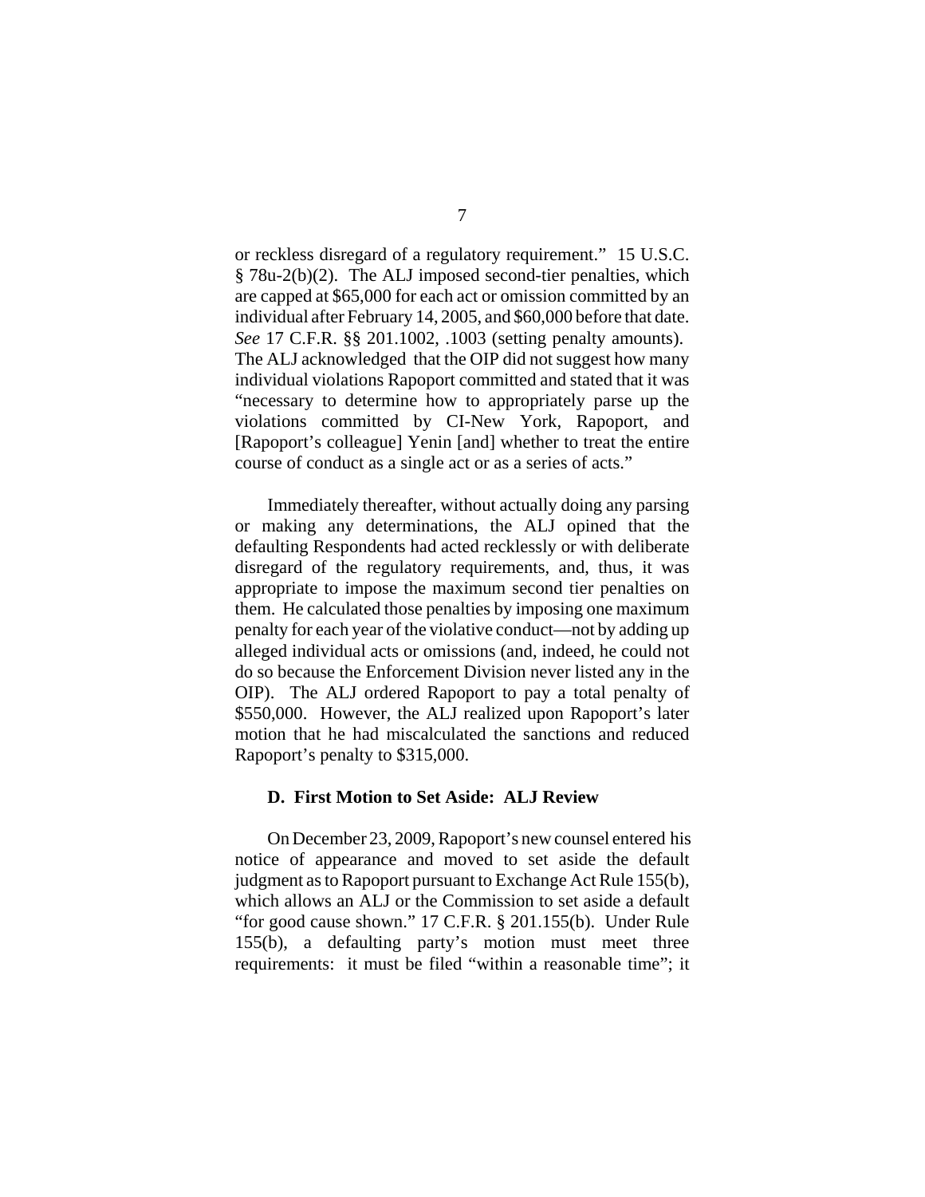or reckless disregard of a regulatory requirement." 15 U.S.C. § 78u-2(b)(2). The ALJ imposed second-tier penalties, which are capped at $65,000 for each act or omission committed by an individual after February 14, 2005, and $60,000 before that date. *See* 17 C.F.R. §§ 201.1002, .1003 (setting penalty amounts). The ALJ acknowledged that the OIP did not suggest how many individual violations Rapoport committed and stated that it was "necessary to determine how to appropriately parse up the violations committed by CI-New York, Rapoport, and [Rapoport's colleague] Yenin [and] whether to treat the entire course of conduct as a single act or as a series of acts."

Immediately thereafter, without actually doing any parsing or making any determinations, the ALJ opined that the defaulting Respondents had acted recklessly or with deliberate disregard of the regulatory requirements, and, thus, it was appropriate to impose the maximum second tier penalties on them. He calculated those penalties by imposing one maximum penalty for each year of the violative conduct—not by adding up alleged individual acts or omissions (and, indeed, he could not do so because the Enforcement Division never listed any in the OIP). The ALJ ordered Rapoport to pay a total penalty of $550,000. However, the ALJ realized upon Rapoport's later motion that he had miscalculated the sanctions and reduced Rapoport's penalty to $315,000.

### D. First Motion to Set Aside: ALJ Review

On December 23, 2009, Rapoport's new counsel entered his notice of appearance and moved to set aside the default judgment as to Rapoport pursuant to Exchange Act Rule 155(b), which allows an ALJ or the Commission to set aside a default "for good cause shown." 17 C.F.R. § 201.155(b). Under Rule 155(b), a defaulting party's motion must meet three requirements: it must be filed "within a reasonable time"; it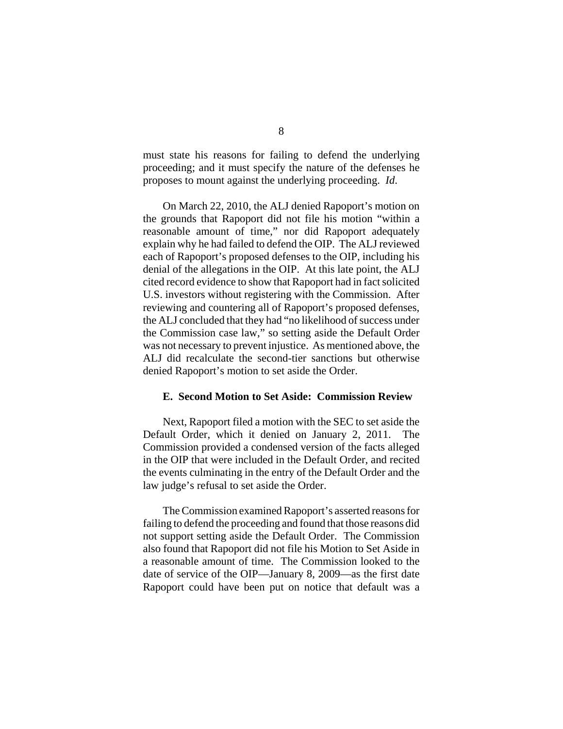must state his reasons for failing to defend the underlying proceeding; and it must specify the nature of the defenses he proposes to mount against the underlying proceeding. *Id.*

On March 22, 2010, the ALJ denied Rapoport's motion on the grounds that Rapoport did not file his motion "within a reasonable amount of time," nor did Rapoport adequately explain why he had failed to defend the OIP. The ALJ reviewed each of Rapoport's proposed defenses to the OIP, including his denial of the allegations in the OIP. At this late point, the ALJ cited record evidence to show that Rapoport had in fact solicited U.S. investors without registering with the Commission. After reviewing and countering all of Rapoport's proposed defenses, the ALJ concluded that they had "no likelihood of success under the Commission case law," so setting aside the Default Order was not necessary to prevent injustice. As mentioned above, the ALJ did recalculate the second-tier sanctions but otherwise denied Rapoport's motion to set aside the Order.

### E. Second Motion to Set Aside: Commission Review

Next, Rapoport filed a motion with the SEC to set aside the Default Order, which it denied on January 2, 2011. The Commission provided a condensed version of the facts alleged in the OIP that were included in the Default Order, and recited the events culminating in the entry of the Default Order and the law judge's refusal to set aside the Order.

The Commission examined Rapoport's asserted reasons for failing to defend the proceeding and found that those reasons did not support setting aside the Default Order. The Commission also found that Rapoport did not file his Motion to Set Aside in a reasonable amount of time. The Commission looked to the date of service of the OIP—January 8, 2009—as the first date Rapoport could have been put on notice that default was a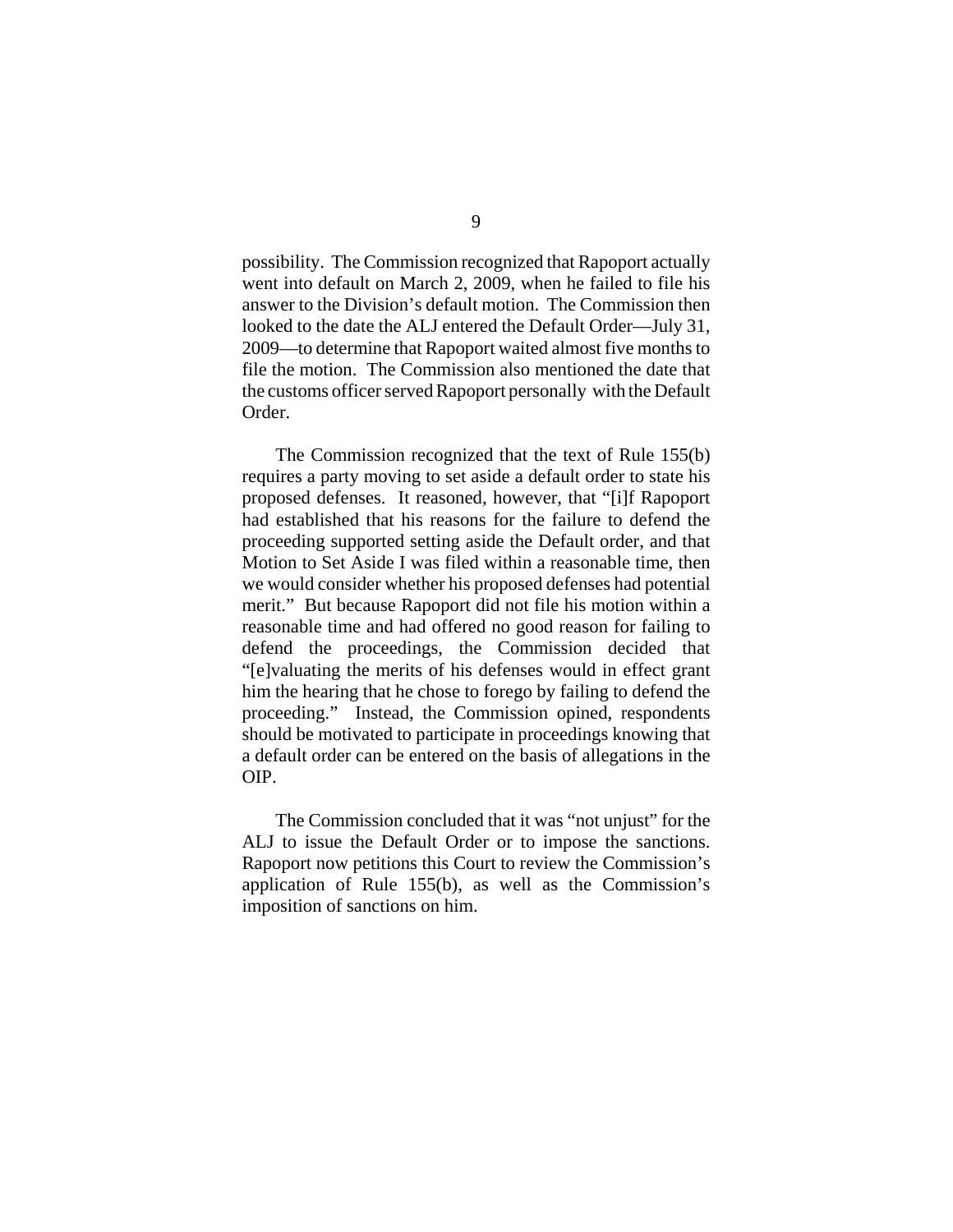possibility. The Commission recognized that Rapoport actually went into default on March 2, 2009, when he failed to file his answer to the Division's default motion. The Commission then looked to the date the ALJ entered the Default Order—July 31, 2009—to determine that Rapoport waited almost five months to file the motion. The Commission also mentioned the date that the customs officer served Rapoport personally with the Default Order.

The Commission recognized that the text of Rule 155(b) requires a party moving to set aside a default order to state his proposed defenses. It reasoned, however, that "[i]f Rapoport had established that his reasons for the failure to defend the proceeding supported setting aside the Default order, and that Motion to Set Aside I was filed within a reasonable time, then we would consider whether his proposed defenses had potential merit." But because Rapoport did not file his motion within a reasonable time and had offered no good reason for failing to defend the proceedings, the Commission decided that "[e]valuating the merits of his defenses would in effect grant him the hearing that he chose to forego by failing to defend the proceeding." Instead, the Commission opined, respondents should be motivated to participate in proceedings knowing that a default order can be entered on the basis of allegations in the OIP.

The Commission concluded that it was "not unjust" for the ALJ to issue the Default Order or to impose the sanctions. Rapoport now petitions this Court to review the Commission's application of Rule 155(b), as well as the Commission's imposition of sanctions on him.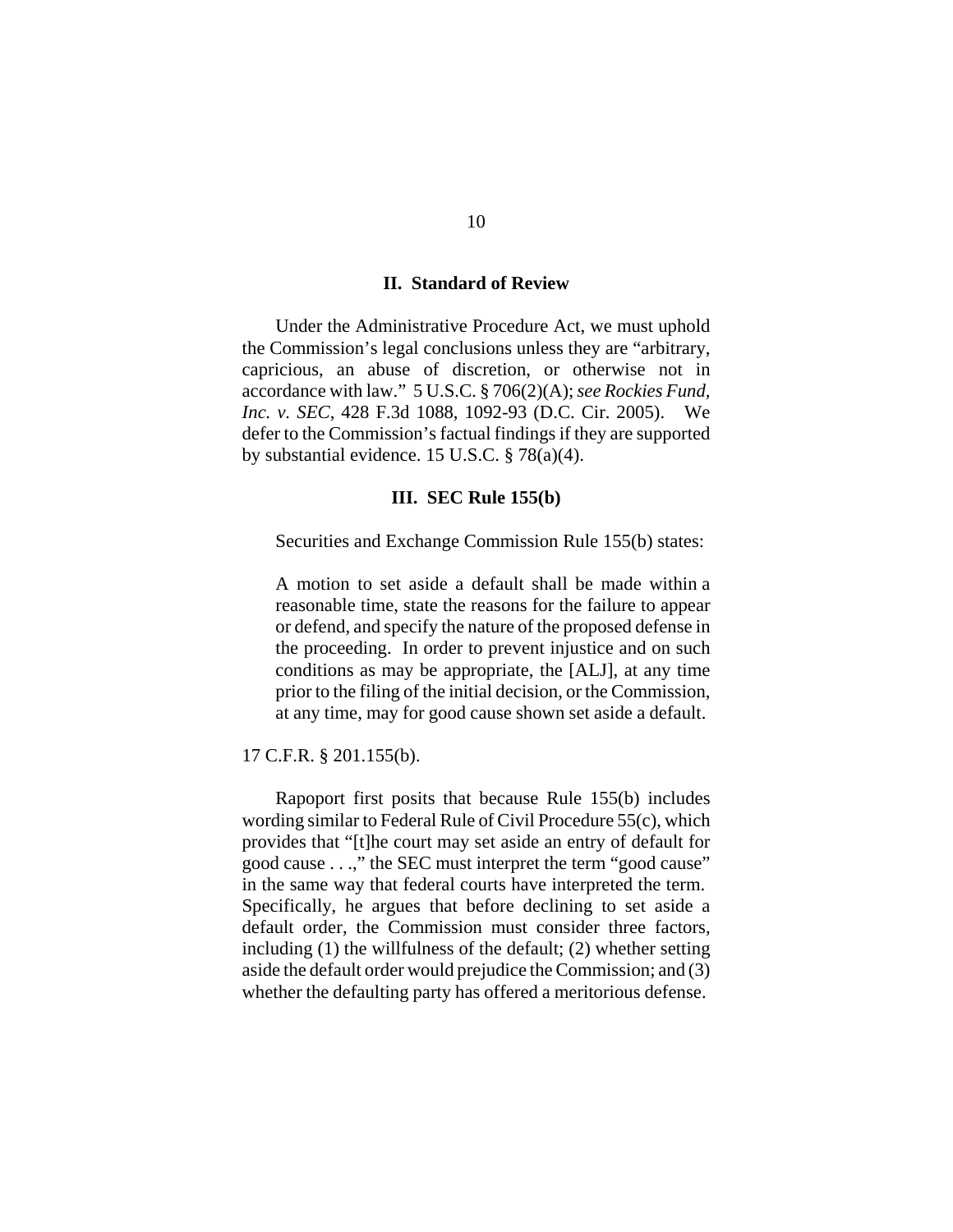## II. Standard of Review

Under the Administrative Procedure Act, we must uphold the Commission's legal conclusions unless they are "arbitrary, capricious, an abuse of discretion, or otherwise not in accordance with law." 5 U.S.C. § 706(2)(A); *see Rockies Fund, Inc. v. SEC*, 428 F.3d 1088, 1092-93 (D.C. Cir. 2005). We defer to the Commission's factual findings if they are supported by substantial evidence. 15 U.S.C. § 78(a)(4).

## III. SEC Rule 155(b)

Securities and Exchange Commission Rule 155(b) states:

> A motion to set aside a default shall be made within a reasonable time, state the reasons for the failure to appear or defend, and specify the nature of the proposed defense in the proceeding. In order to prevent injustice and on such conditions as may be appropriate, the [ALJ], at any time prior to the filing of the initial decision, or the Commission, at any time, may for good cause shown set aside a default.

17 C.F.R. § 201.155(b).

Rapoport first posits that because Rule 155(b) includes wording similar to Federal Rule of Civil Procedure 55(c), which provides that "[t]he court may set aside an entry of default for good cause . . .," the SEC must interpret the term "good cause" in the same way that federal courts have interpreted the term. Specifically, he argues that before declining to set aside a default order, the Commission must consider three factors, including (1) the willfulness of the default; (2) whether setting aside the default order would prejudice the Commission; and (3) whether the defaulting party has offered a meritorious defense.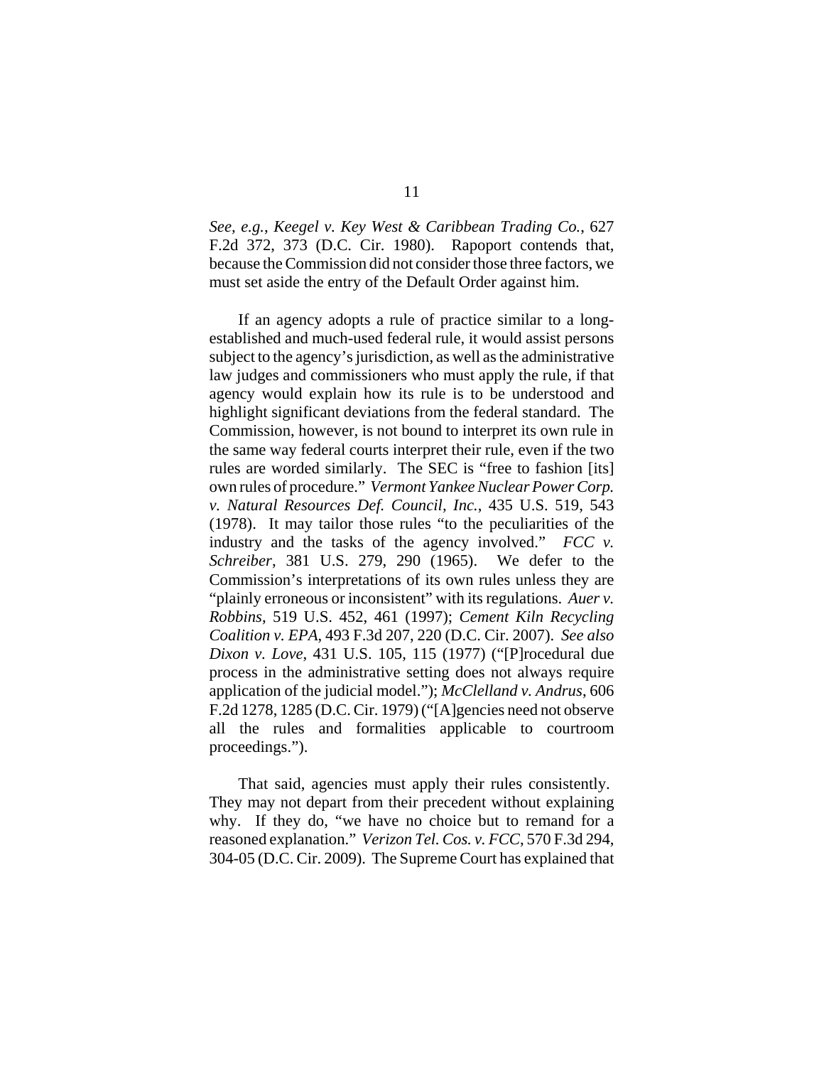*See, e.g.*, *Keegel v. Key West & Caribbean Trading Co.*, 627 F.2d 372, 373 (D.C. Cir. 1980). Rapoport contends that, because the Commission did not consider those three factors, we must set aside the entry of the Default Order against him.

If an agency adopts a rule of practice similar to a long-established and much-used federal rule, it would assist persons subject to the agency's jurisdiction, as well as the administrative law judges and commissioners who must apply the rule, if that agency would explain how its rule is to be understood and highlight significant deviations from the federal standard. The Commission, however, is not bound to interpret its own rule in the same way federal courts interpret their rule, even if the two rules are worded similarly. The SEC is "free to fashion [its] own rules of procedure." *Vermont Yankee Nuclear Power Corp. v. Natural Resources Def. Council, Inc.*, 435 U.S. 519, 543 (1978). It may tailor those rules "to the peculiarities of the industry and the tasks of the agency involved." *FCC v. Schreiber*, 381 U.S. 279, 290 (1965). We defer to the Commission's interpretations of its own rules unless they are "plainly erroneous or inconsistent" with its regulations. *Auer v. Robbins*, 519 U.S. 452, 461 (1997); *Cement Kiln Recycling Coalition v. EPA*, 493 F.3d 207, 220 (D.C. Cir. 2007). *See also Dixon v. Love*, 431 U.S. 105, 115 (1977) ("[P]rocedural due process in the administrative setting does not always require application of the judicial model."); *McClelland v. Andrus*, 606 F.2d 1278, 1285 (D.C. Cir. 1979) ("[A]gencies need not observe all the rules and formalities applicable to courtroom proceedings.").

That said, agencies must apply their rules consistently. They may not depart from their precedent without explaining why. If they do, "we have no choice but to remand for a reasoned explanation." *Verizon Tel. Cos. v. FCC*, 570 F.3d 294, 304-05 (D.C. Cir. 2009). The Supreme Court has explained that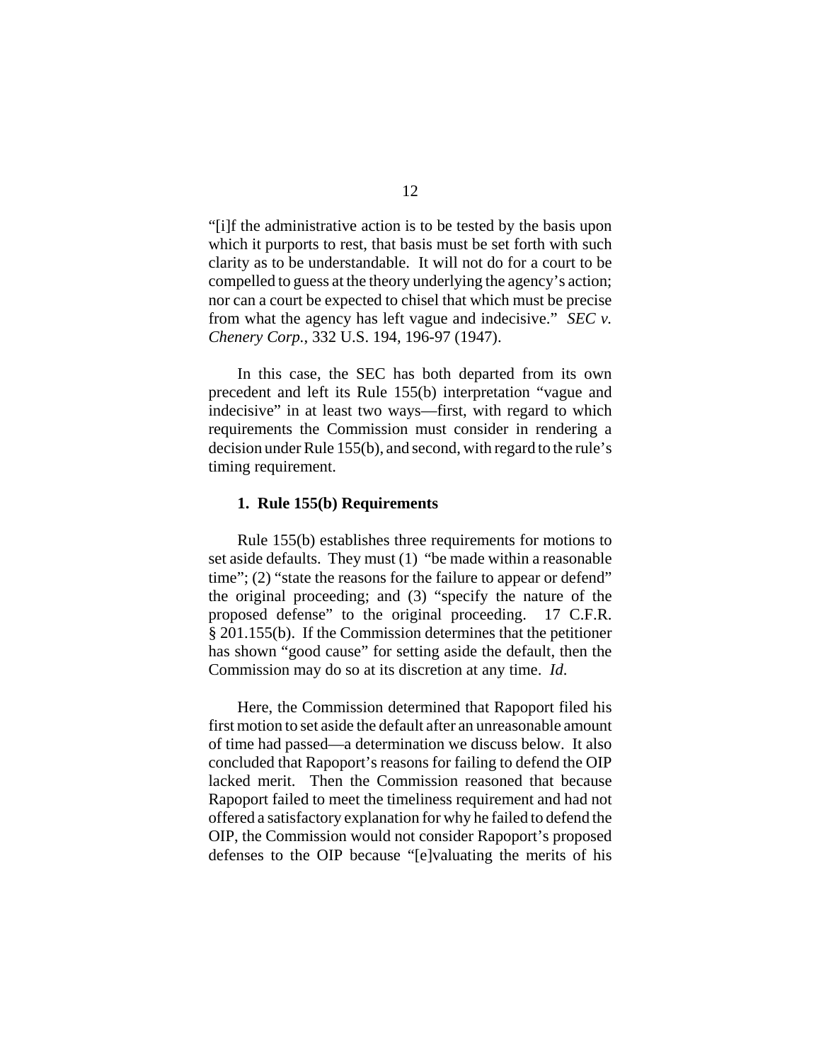"[i]f the administrative action is to be tested by the basis upon which it purports to rest, that basis must be set forth with such clarity as to be understandable. It will not do for a court to be compelled to guess at the theory underlying the agency's action; nor can a court be expected to chisel that which must be precise from what the agency has left vague and indecisive." *SEC v. Chenery Corp.*, 332 U.S. 194, 196-97 (1947).

In this case, the SEC has both departed from its own precedent and left its Rule 155(b) interpretation "vague and indecisive" in at least two ways—first, with regard to which requirements the Commission must consider in rendering a decision under Rule 155(b), and second, with regard to the rule's timing requirement.

**1. Rule 155(b) Requirements**

Rule 155(b) establishes three requirements for motions to set aside defaults. They must (1) "be made within a reasonable time"; (2) "state the reasons for the failure to appear or defend" the original proceeding; and (3) "specify the nature of the proposed defense" to the original proceeding. 17 C.F.R. § 201.155(b). If the Commission determines that the petitioner has shown "good cause" for setting aside the default, then the Commission may do so at its discretion at any time. *Id.*

Here, the Commission determined that Rapoport filed his first motion to set aside the default after an unreasonable amount of time had passed—a determination we discuss below. It also concluded that Rapoport's reasons for failing to defend the OIP lacked merit. Then the Commission reasoned that because Rapoport failed to meet the timeliness requirement and had not offered a satisfactory explanation for why he failed to defend the OIP, the Commission would not consider Rapoport's proposed defenses to the OIP because "[e]valuating the merits of his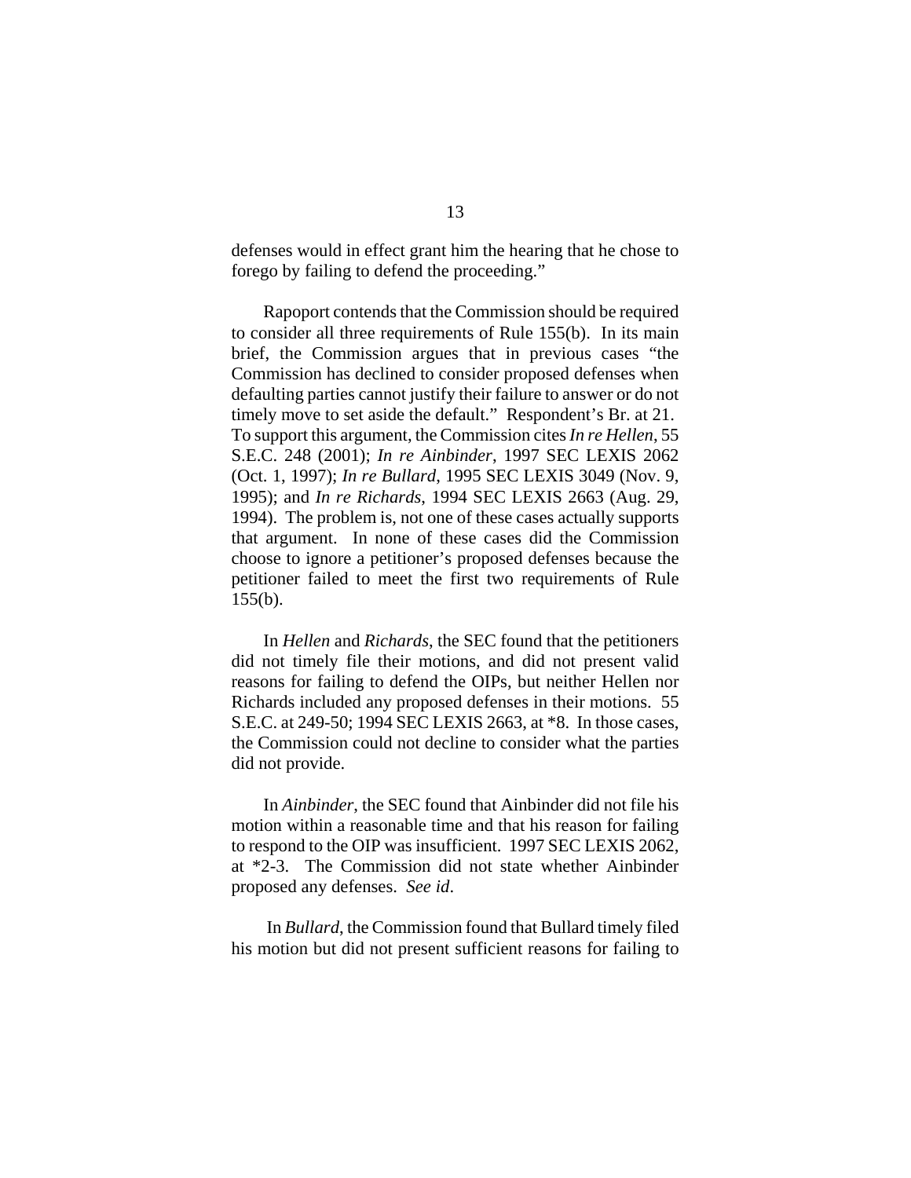defenses would in effect grant him the hearing that he chose to forego by failing to defend the proceeding."

Rapoport contends that the Commission should be required to consider all three requirements of Rule 155(b). In its main brief, the Commission argues that in previous cases "the Commission has declined to consider proposed defenses when defaulting parties cannot justify their failure to answer or do not timely move to set aside the default." Respondent's Br. at 21. To support this argument, the Commission cites *In re Hellen*, 55 S.E.C. 248 (2001); *In re Ainbinder*, 1997 SEC LEXIS 2062 (Oct. 1, 1997); *In re Bullard*, 1995 SEC LEXIS 3049 (Nov. 9, 1995); and *In re Richards*, 1994 SEC LEXIS 2663 (Aug. 29, 1994). The problem is, not one of these cases actually supports that argument. In none of these cases did the Commission choose to ignore a petitioner's proposed defenses because the petitioner failed to meet the first two requirements of Rule 155(b).

In *Hellen* and *Richards*, the SEC found that the petitioners did not timely file their motions, and did not present valid reasons for failing to defend the OIPs, but neither Hellen nor Richards included any proposed defenses in their motions. 55 S.E.C. at 249-50; 1994 SEC LEXIS 2663, at *8. In those cases, the Commission could not decline to consider what the parties did not provide.

In *Ainbinder*, the SEC found that Ainbinder did not file his motion within a reasonable time and that his reason for failing to respond to the OIP was insufficient. 1997 SEC LEXIS 2062, at *2-3. The Commission did not state whether Ainbinder proposed any defenses. *See id*.

In *Bullard*, the Commission found that Bullard timely filed his motion but did not present sufficient reasons for failing to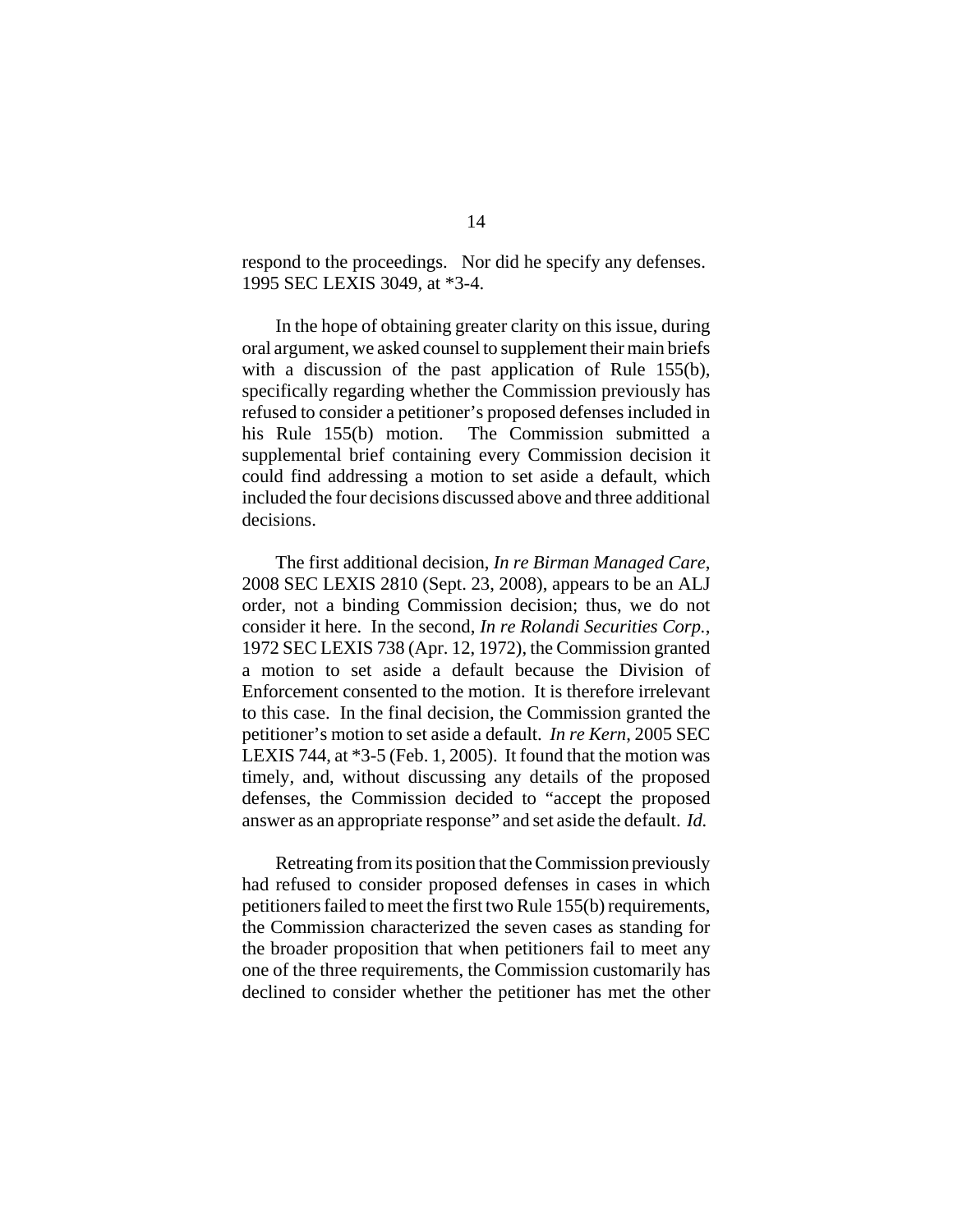respond to the proceedings. Nor did he specify any defenses. 1995 SEC LEXIS 3049, at *3-4.

In the hope of obtaining greater clarity on this issue, during oral argument, we asked counsel to supplement their main briefs with a discussion of the past application of Rule 155(b), specifically regarding whether the Commission previously has refused to consider a petitioner's proposed defenses included in his Rule 155(b) motion. The Commission submitted a supplemental brief containing every Commission decision it could find addressing a motion to set aside a default, which included the four decisions discussed above and three additional decisions.

The first additional decision, *In re Birman Managed Care*, 2008 SEC LEXIS 2810 (Sept. 23, 2008), appears to be an ALJ order, not a binding Commission decision; thus, we do not consider it here. In the second, *In re Rolandi Securities Corp.*, 1972 SEC LEXIS 738 (Apr. 12, 1972), the Commission granted a motion to set aside a default because the Division of Enforcement consented to the motion. It is therefore irrelevant to this case. In the final decision, the Commission granted the petitioner's motion to set aside a default. *In re Kern*, 2005 SEC LEXIS 744, at *3-5 (Feb. 1, 2005). It found that the motion was timely, and, without discussing any details of the proposed defenses, the Commission decided to "accept the proposed answer as an appropriate response" and set aside the default. *Id.*

Retreating from its position that the Commission previously had refused to consider proposed defenses in cases in which petitioners failed to meet the first two Rule 155(b) requirements, the Commission characterized the seven cases as standing for the broader proposition that when petitioners fail to meet any one of the three requirements, the Commission customarily has declined to consider whether the petitioner has met the other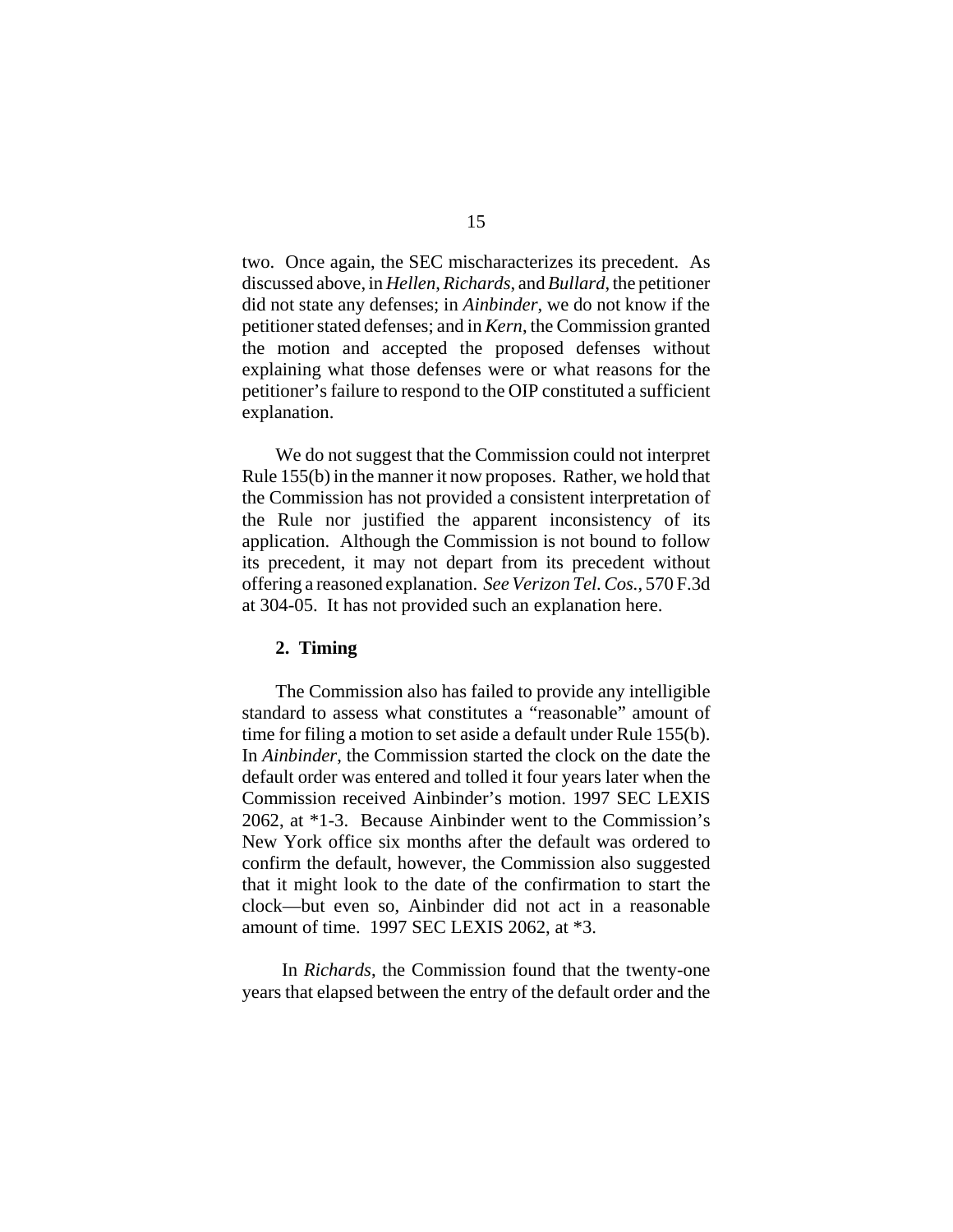two. Once again, the SEC mischaracterizes its precedent. As discussed above, in *Hellen*, *Richards*, and *Bullard*, the petitioner did not state any defenses; in *Ainbinder*, we do not know if the petitioner stated defenses; and in *Kern*, the Commission granted the motion and accepted the proposed defenses without explaining what those defenses were or what reasons for the petitioner's failure to respond to the OIP constituted a sufficient explanation.

We do not suggest that the Commission could not interpret Rule 155(b) in the manner it now proposes. Rather, we hold that the Commission has not provided a consistent interpretation of the Rule nor justified the apparent inconsistency of its application. Although the Commission is not bound to follow its precedent, it may not depart from its precedent without offering a reasoned explanation. *See Verizon Tel. Cos.*, 570 F.3d at 304-05. It has not provided such an explanation here.

**2. Timing**

The Commission also has failed to provide any intelligible standard to assess what constitutes a "reasonable" amount of time for filing a motion to set aside a default under Rule 155(b). In *Ainbinder*, the Commission started the clock on the date the default order was entered and tolled it four years later when the Commission received Ainbinder's motion. 1997 SEC LEXIS 2062, at *1-3. Because Ainbinder went to the Commission's New York office six months after the default was ordered to confirm the default, however, the Commission also suggested that it might look to the date of the confirmation to start the clock—but even so, Ainbinder did not act in a reasonable amount of time. 1997 SEC LEXIS 2062, at *3.

In *Richards*, the Commission found that the twenty-one years that elapsed between the entry of the default order and the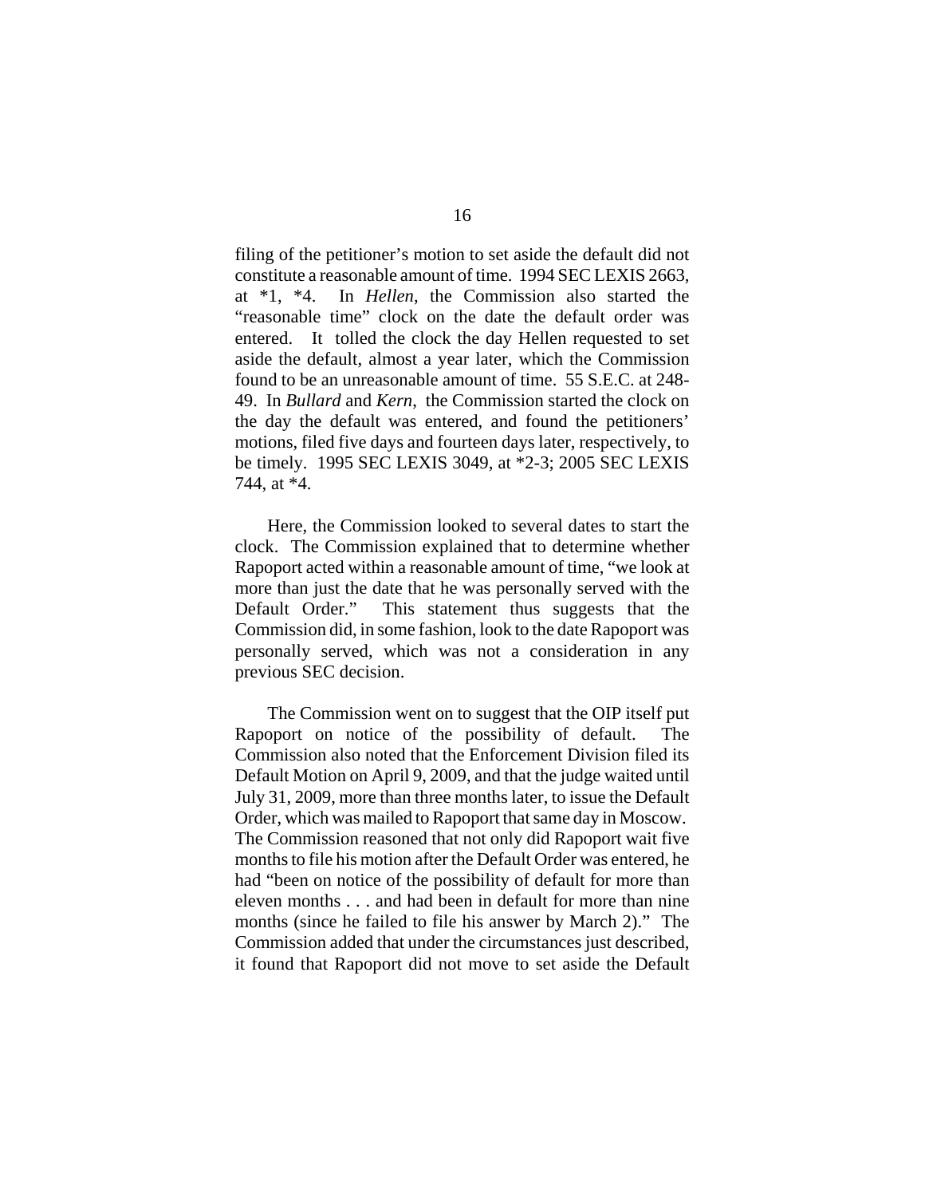filing of the petitioner's motion to set aside the default did not constitute a reasonable amount of time. 1994 SEC LEXIS 2663, at *1, *4. In *Hellen*, the Commission also started the "reasonable time" clock on the date the default order was entered. It tolled the clock the day Hellen requested to set aside the default, almost a year later, which the Commission found to be an unreasonable amount of time. 55 S.E.C. at 248-49. In *Bullard* and *Kern*, the Commission started the clock on the day the default was entered, and found the petitioners' motions, filed five days and fourteen days later, respectively, to be timely. 1995 SEC LEXIS 3049, at *2-3; 2005 SEC LEXIS 744, at *4.

Here, the Commission looked to several dates to start the clock. The Commission explained that to determine whether Rapoport acted within a reasonable amount of time, "we look at more than just the date that he was personally served with the Default Order." This statement thus suggests that the Commission did, in some fashion, look to the date Rapoport was personally served, which was not a consideration in any previous SEC decision.

The Commission went on to suggest that the OIP itself put Rapoport on notice of the possibility of default. The Commission also noted that the Enforcement Division filed its Default Motion on April 9, 2009, and that the judge waited until July 31, 2009, more than three months later, to issue the Default Order, which was mailed to Rapoport that same day in Moscow. The Commission reasoned that not only did Rapoport wait five months to file his motion after the Default Order was entered, he had "been on notice of the possibility of default for more than eleven months . . . and had been in default for more than nine months (since he failed to file his answer by March 2)." The Commission added that under the circumstances just described, it found that Rapoport did not move to set aside the Default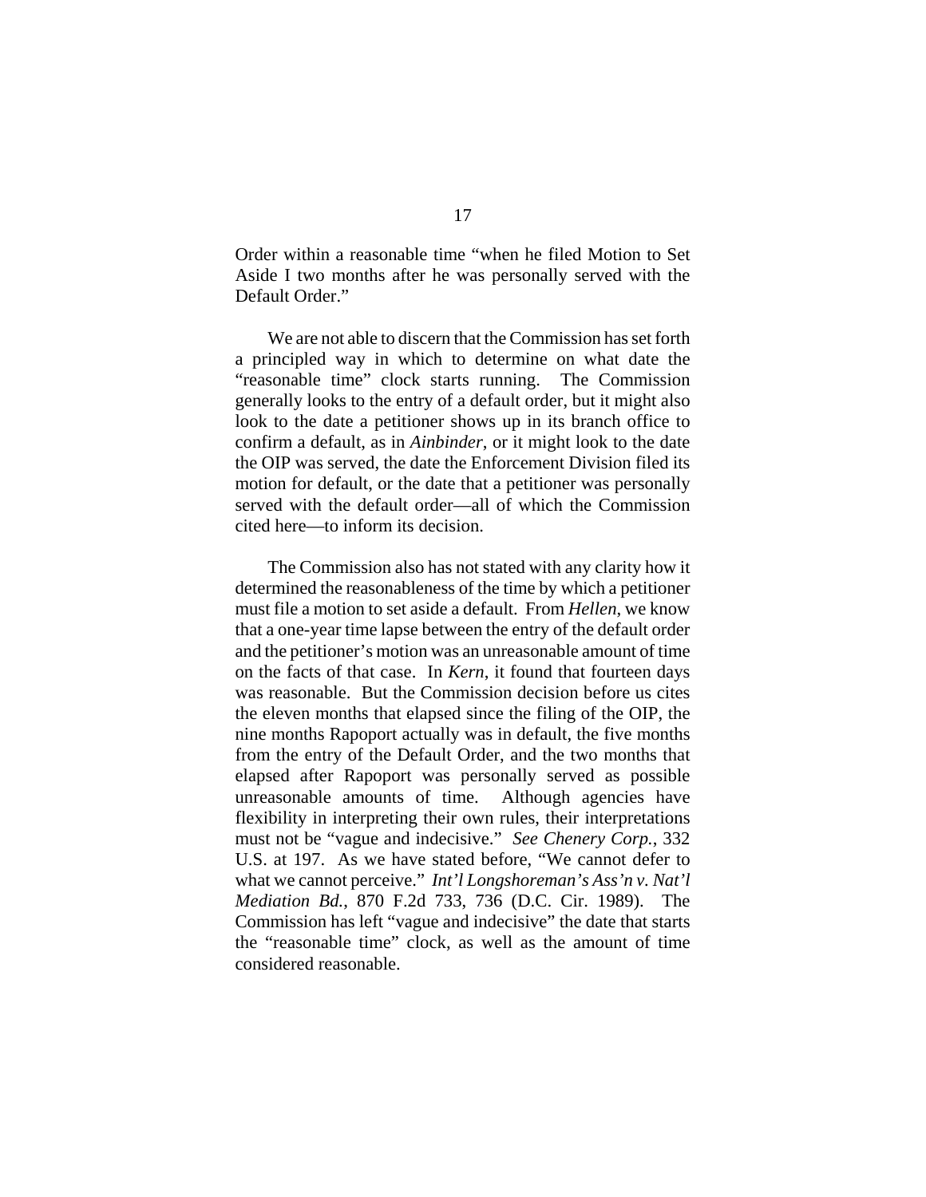Order within a reasonable time "when he filed Motion to Set Aside I two months after he was personally served with the Default Order."

We are not able to discern that the Commission has set forth a principled way in which to determine on what date the "reasonable time" clock starts running. The Commission generally looks to the entry of a default order, but it might also look to the date a petitioner shows up in its branch office to confirm a default, as in *Ainbinder*, or it might look to the date the OIP was served, the date the Enforcement Division filed its motion for default, or the date that a petitioner was personally served with the default order—all of which the Commission cited here—to inform its decision.

The Commission also has not stated with any clarity how it determined the reasonableness of the time by which a petitioner must file a motion to set aside a default. From *Hellen*, we know that a one-year time lapse between the entry of the default order and the petitioner's motion was an unreasonable amount of time on the facts of that case. In *Kern*, it found that fourteen days was reasonable. But the Commission decision before us cites the eleven months that elapsed since the filing of the OIP, the nine months Rapoport actually was in default, the five months from the entry of the Default Order, and the two months that elapsed after Rapoport was personally served as possible unreasonable amounts of time. Although agencies have flexibility in interpreting their own rules, their interpretations must not be "vague and indecisive." *See Chenery Corp.*, 332 U.S. at 197. As we have stated before, "We cannot defer to what we cannot perceive." *Int'l Longshoreman's Ass'n v. Nat'l Mediation Bd.*, 870 F.2d 733, 736 (D.C. Cir. 1989). The Commission has left "vague and indecisive" the date that starts the "reasonable time" clock, as well as the amount of time considered reasonable.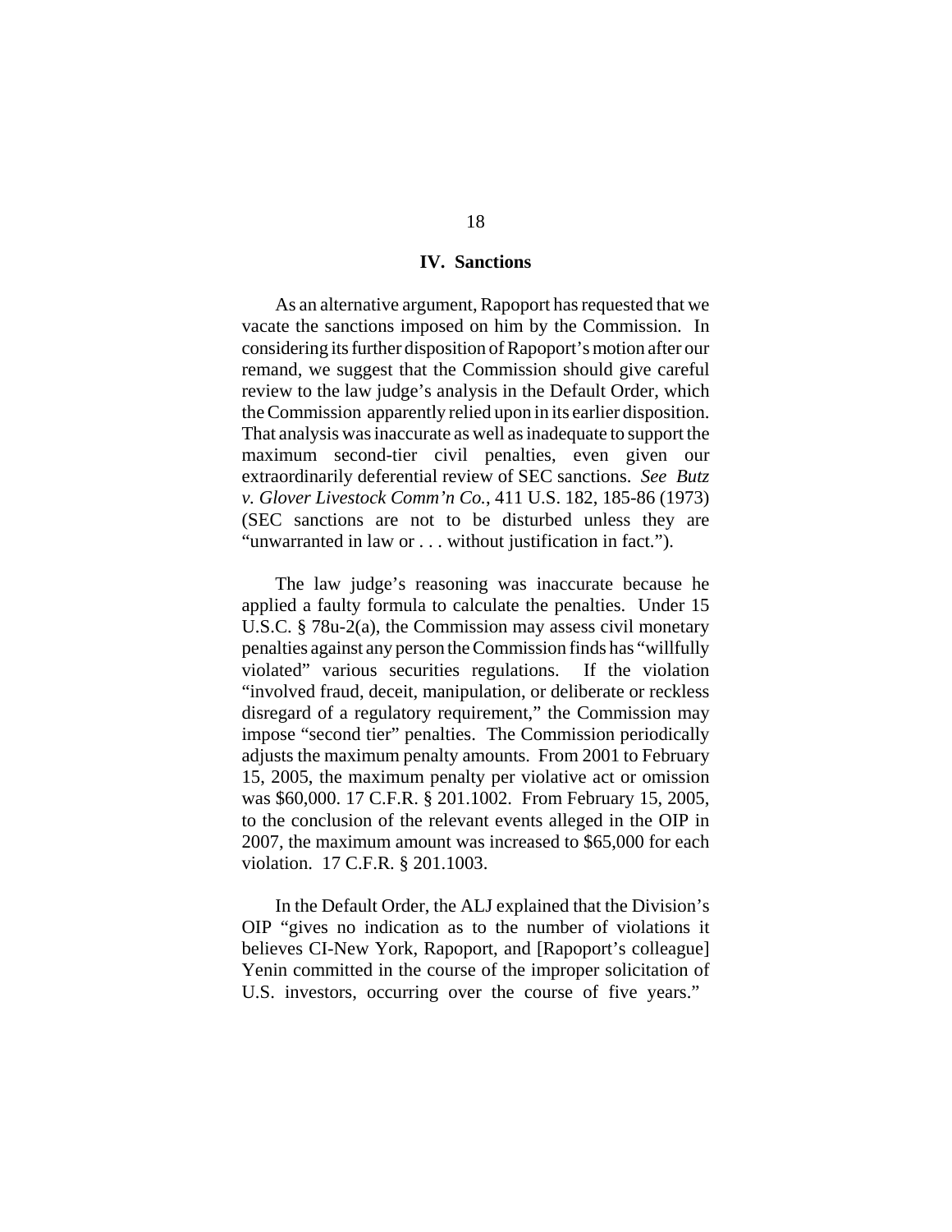## IV. Sanctions

As an alternative argument, Rapoport has requested that we vacate the sanctions imposed on him by the Commission. In considering its further disposition of Rapoport's motion after our remand, we suggest that the Commission should give careful review to the law judge's analysis in the Default Order, which the Commission apparently relied upon in its earlier disposition. That analysis was inaccurate as well as inadequate to support the maximum second-tier civil penalties, even given our extraordinarily deferential review of SEC sanctions. *See Butz v. Glover Livestock Comm'n Co.*, 411 U.S. 182, 185-86 (1973) (SEC sanctions are not to be disturbed unless they are "unwarranted in law or . . . without justification in fact.").

The law judge's reasoning was inaccurate because he applied a faulty formula to calculate the penalties. Under 15 U.S.C. § 78u-2(a), the Commission may assess civil monetary penalties against any person the Commission finds has "willfully violated" various securities regulations. If the violation "involved fraud, deceit, manipulation, or deliberate or reckless disregard of a regulatory requirement," the Commission may impose "second tier" penalties. The Commission periodically adjusts the maximum penalty amounts. From 2001 to February 15, 2005, the maximum penalty per violative act or omission was $60,000. 17 C.F.R. § 201.1002. From February 15, 2005, to the conclusion of the relevant events alleged in the OIP in 2007, the maximum amount was increased to $65,000 for each violation. 17 C.F.R. § 201.1003.

In the Default Order, the ALJ explained that the Division's OIP "gives no indication as to the number of violations it believes CI-New York, Rapoport, and [Rapoport's colleague] Yenin committed in the course of the improper solicitation of U.S. investors, occurring over the course of five years."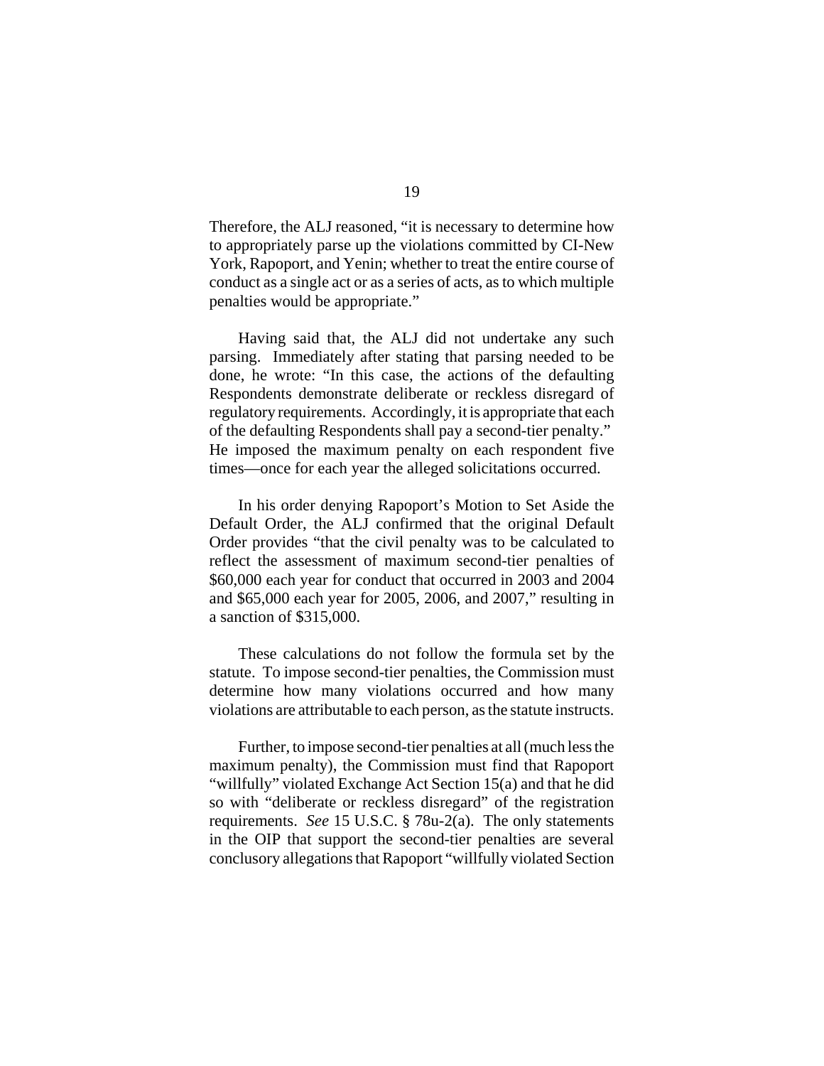Therefore, the ALJ reasoned, "it is necessary to determine how to appropriately parse up the violations committed by CI-New York, Rapoport, and Yenin; whether to treat the entire course of conduct as a single act or as a series of acts, as to which multiple penalties would be appropriate."

Having said that, the ALJ did not undertake any such parsing. Immediately after stating that parsing needed to be done, he wrote: "In this case, the actions of the defaulting Respondents demonstrate deliberate or reckless disregard of regulatory requirements. Accordingly, it is appropriate that each of the defaulting Respondents shall pay a second-tier penalty." He imposed the maximum penalty on each respondent five times—once for each year the alleged solicitations occurred.

In his order denying Rapoport's Motion to Set Aside the Default Order, the ALJ confirmed that the original Default Order provides "that the civil penalty was to be calculated to reflect the assessment of maximum second-tier penalties of $60,000 each year for conduct that occurred in 2003 and 2004 and $65,000 each year for 2005, 2006, and 2007," resulting in a sanction of $315,000.

These calculations do not follow the formula set by the statute. To impose second-tier penalties, the Commission must determine how many violations occurred and how many violations are attributable to each person, as the statute instructs.

Further, to impose second-tier penalties at all (much less the maximum penalty), the Commission must find that Rapoport "willfully" violated Exchange Act Section 15(a) and that he did so with "deliberate or reckless disregard" of the registration requirements. *See* 15 U.S.C. § 78u-2(a). The only statements in the OIP that support the second-tier penalties are several conclusory allegations that Rapoport "willfully violated Section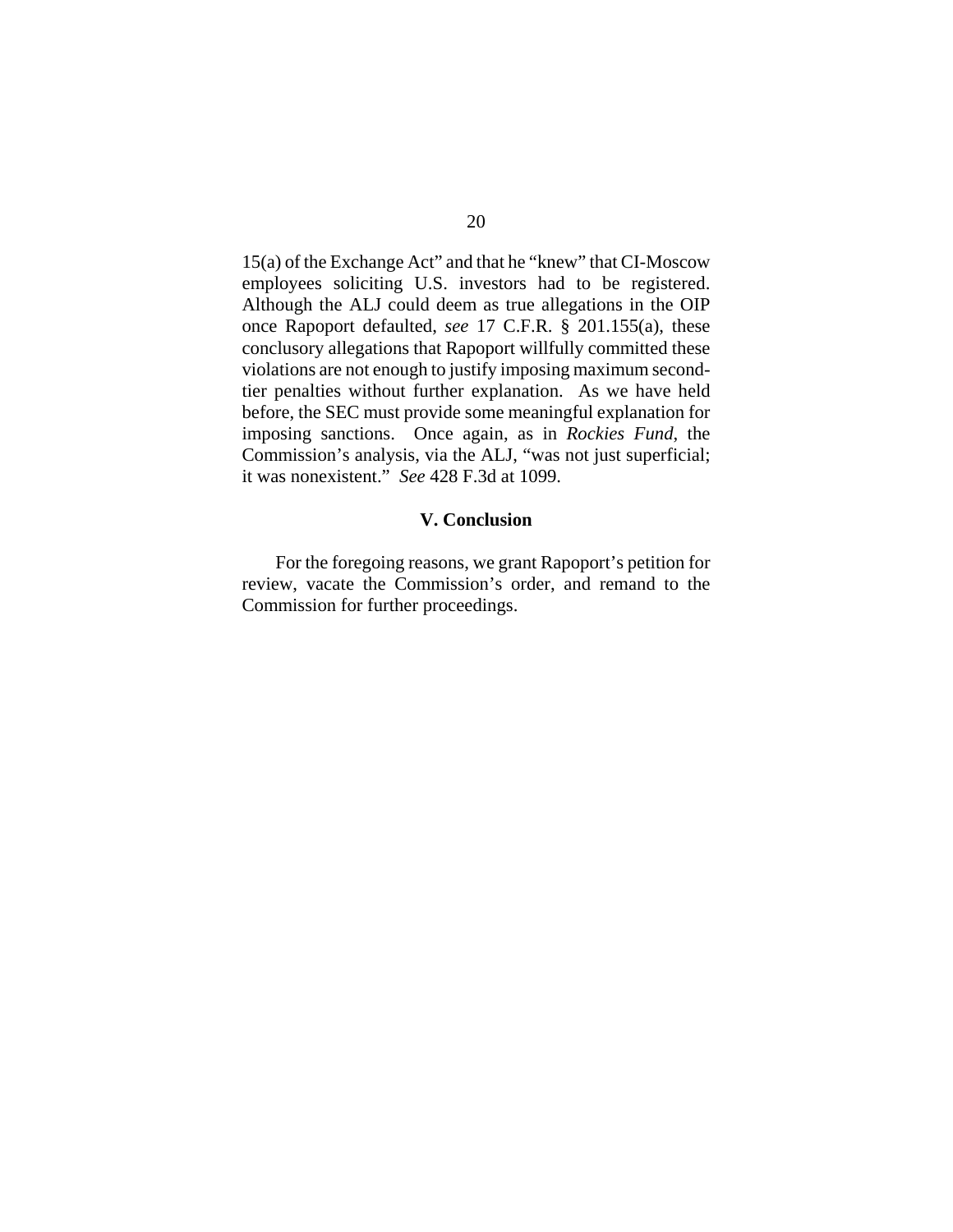15(a) of the Exchange Act" and that he "knew" that CI-Moscow employees soliciting U.S. investors had to be registered. Although the ALJ could deem as true allegations in the OIP once Rapoport defaulted, *see* 17 C.F.R. § 201.155(a), these conclusory allegations that Rapoport willfully committed these violations are not enough to justify imposing maximum second-tier penalties without further explanation. As we have held before, the SEC must provide some meaningful explanation for imposing sanctions. Once again, as in *Rockies Fund*, the Commission's analysis, via the ALJ, "was not just superficial; it was nonexistent." *See* 428 F.3d at 1099.

## V. Conclusion

For the foregoing reasons, we grant Rapoport's petition for review, vacate the Commission's order, and remand to the Commission for further proceedings.